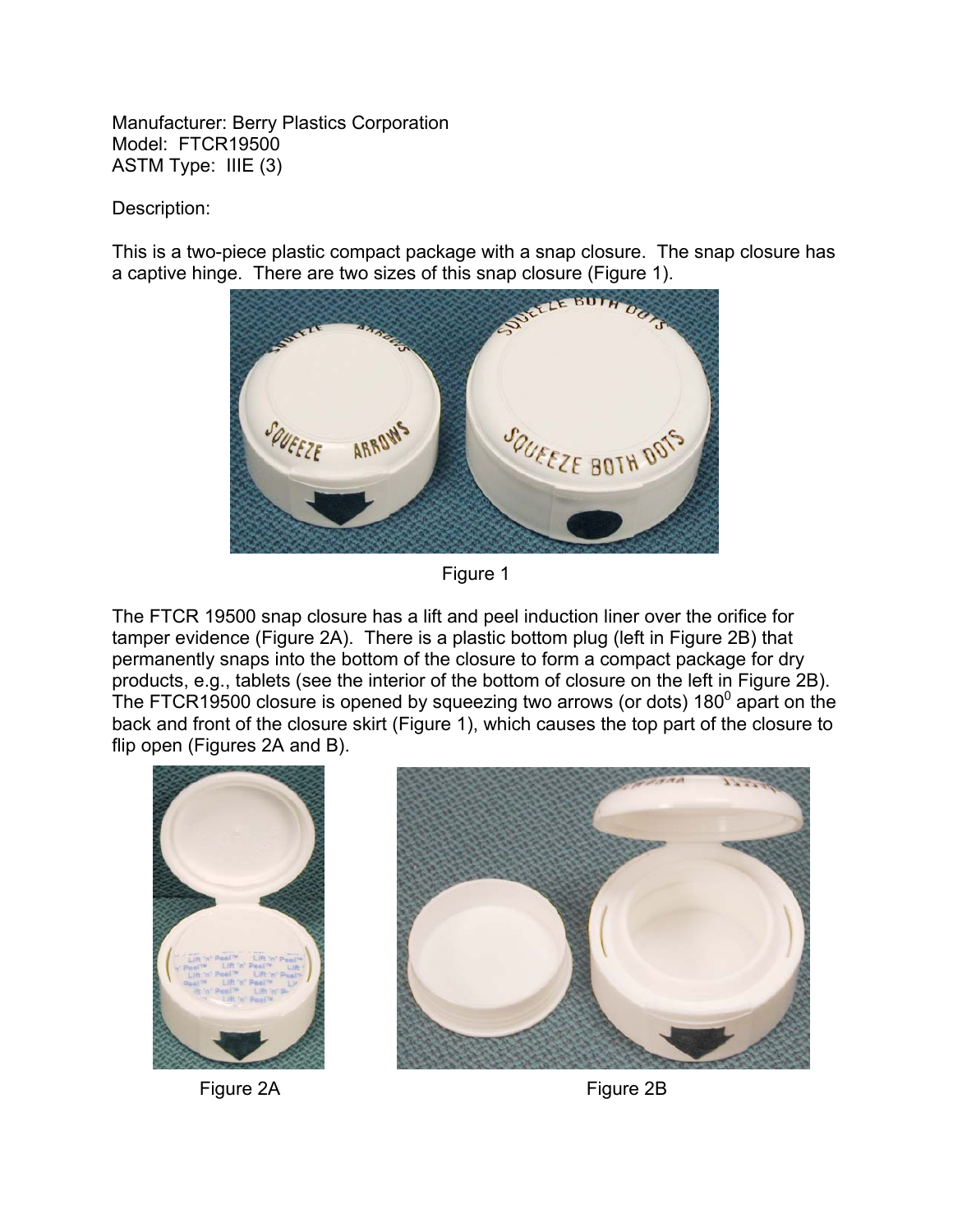Manufacturer: Berry Plastics Corporation
Model: FTCR19500
ASTM Type: IIIE (3)

Description:

This is a two-piece plastic compact package with a snap closure. The snap closure has a captive hinge. There are two sizes of this snap closure (Figure 1).

Figure 1

The FTCR 19500 snap closure has a lift and peel induction liner over the orifice for tamper evidence (Figure 2A). There is a plastic bottom plug (left in Figure 2B) that permanently snaps into the bottom of the closure to form a compact package for dry products, e.g., tablets (see the interior of the bottom of closure on the left in Figure 2B). The FTCR19500 closure is opened by squeezing two arrows (or dots) $180^0$ apart on the back and front of the closure skirt (Figure 1), which causes the top part of the closure to flip open (Figures 2A and B).

Figure 2A

Figure 2B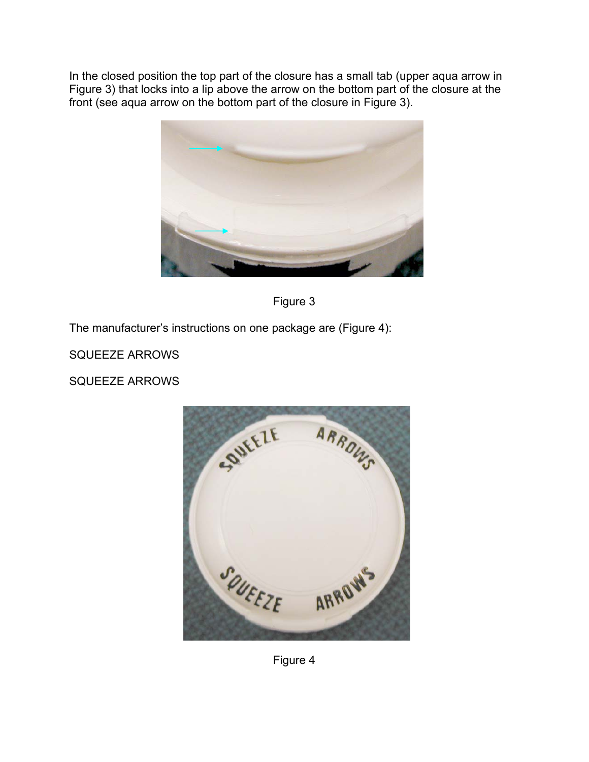In the closed position the top part of the closure has a small tab (upper aqua arrow in Figure 3) that locks into a lip above the arrow on the bottom part of the closure at the front (see aqua arrow on the bottom part of the closure in Figure 3).

Figure 3

The manufacturer's instructions on one package are (Figure 4):

SQUEEZE ARROWS

SQUEEZE ARROWS

Figure 4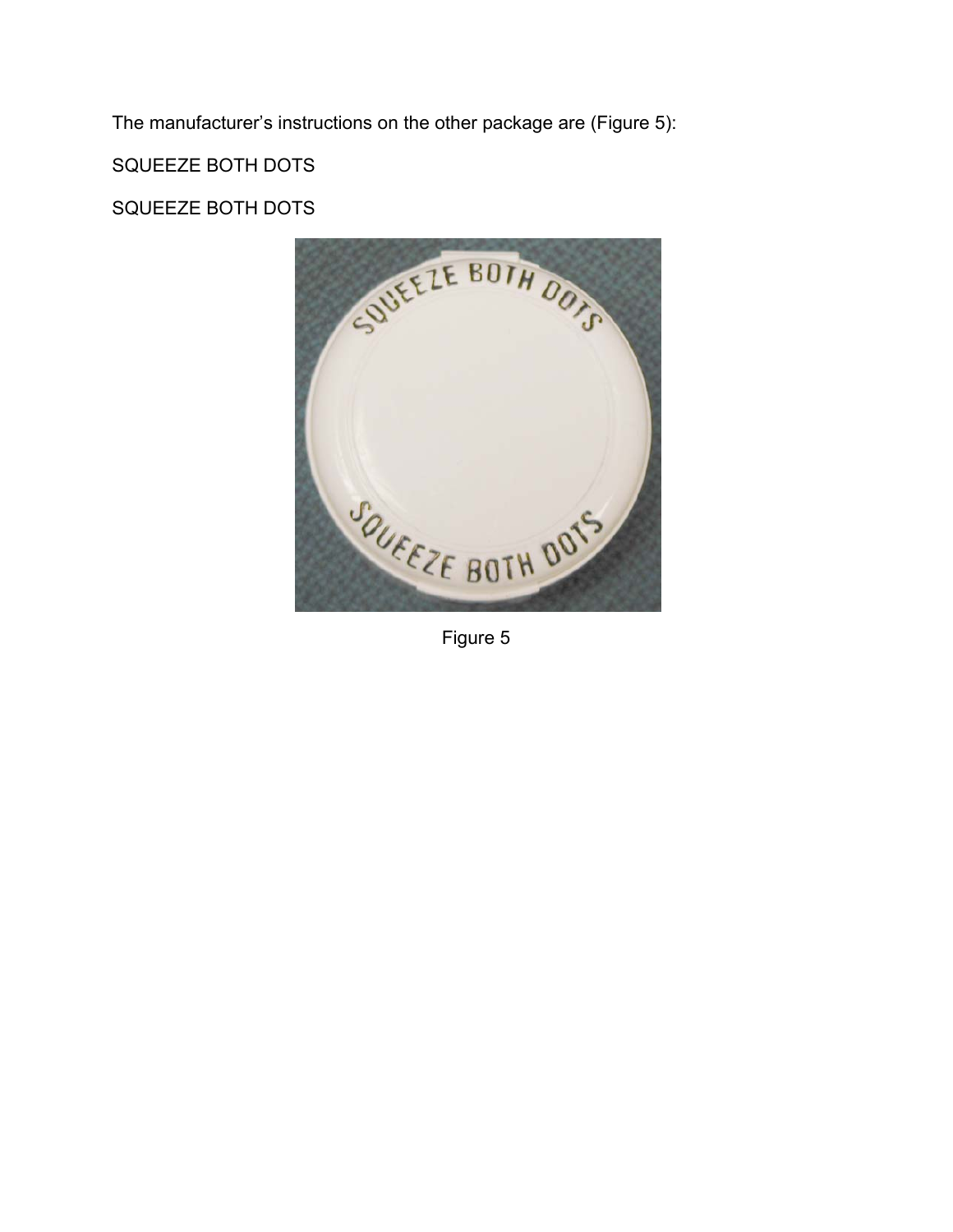The manufacturer's instructions on the other package are (Figure 5):

SQUEEZE BOTH DOTS

SQUEEZE BOTH DOTS

Figure 5